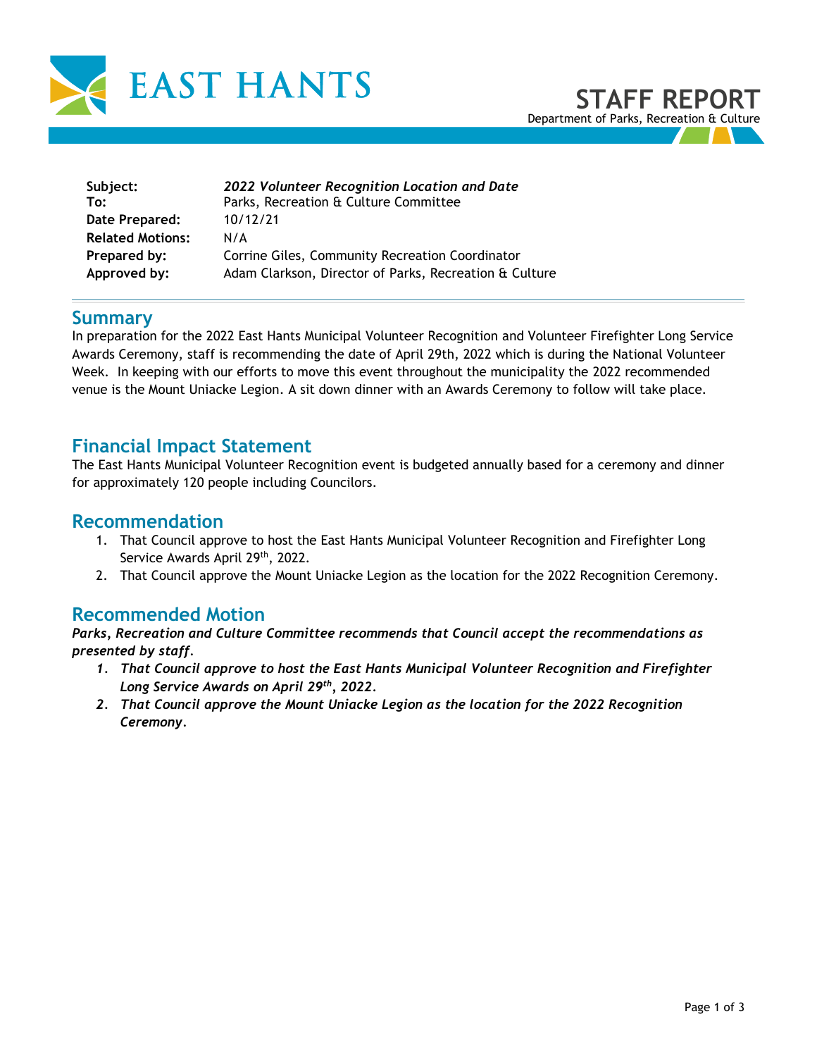# EAST HANTS

## STAFF REPORT

Department of Parks, Recreation & Culture

| | |
|---|---|
| **Subject:** | ***2022 Volunteer Recognition Location and Date*** |
| **To:** | Parks, Recreation & Culture Committee |
| **Date Prepared:** | 10/12/21 |
| **Related Motions:** | N/A |
| **Prepared by:** | Corrine Giles, Community Recreation Coordinator |
| **Approved by:** | Adam Clarkson, Director of Parks, Recreation & Culture |

---

## Summary

In preparation for the 2022 East Hants Municipal Volunteer Recognition and Volunteer Firefighter Long Service Awards Ceremony, staff is recommending the date of April 29th, 2022 which is during the National Volunteer Week. In keeping with our efforts to move this event throughout the municipality the 2022 recommended venue is the Mount Uniacke Legion. A sit down dinner with an Awards Ceremony to follow will take place.

## Financial Impact Statement

The East Hants Municipal Volunteer Recognition event is budgeted annually based for a ceremony and dinner for approximately 120 people including Councilors.

## Recommendation

1. That Council approve to host the East Hants Municipal Volunteer Recognition and Firefighter Long Service Awards April 29th, 2022.
2. That Council approve the Mount Uniacke Legion as the location for the 2022 Recognition Ceremony.

## Recommended Motion

***Parks, Recreation and Culture Committee recommends that Council accept the recommendations as presented by staff.***

1. ***That Council approve to host the East Hants Municipal Volunteer Recognition and Firefighter Long Service Awards on April 29th, 2022.***
2. ***That Council approve the Mount Uniacke Legion as the location for the 2022 Recognition Ceremony.***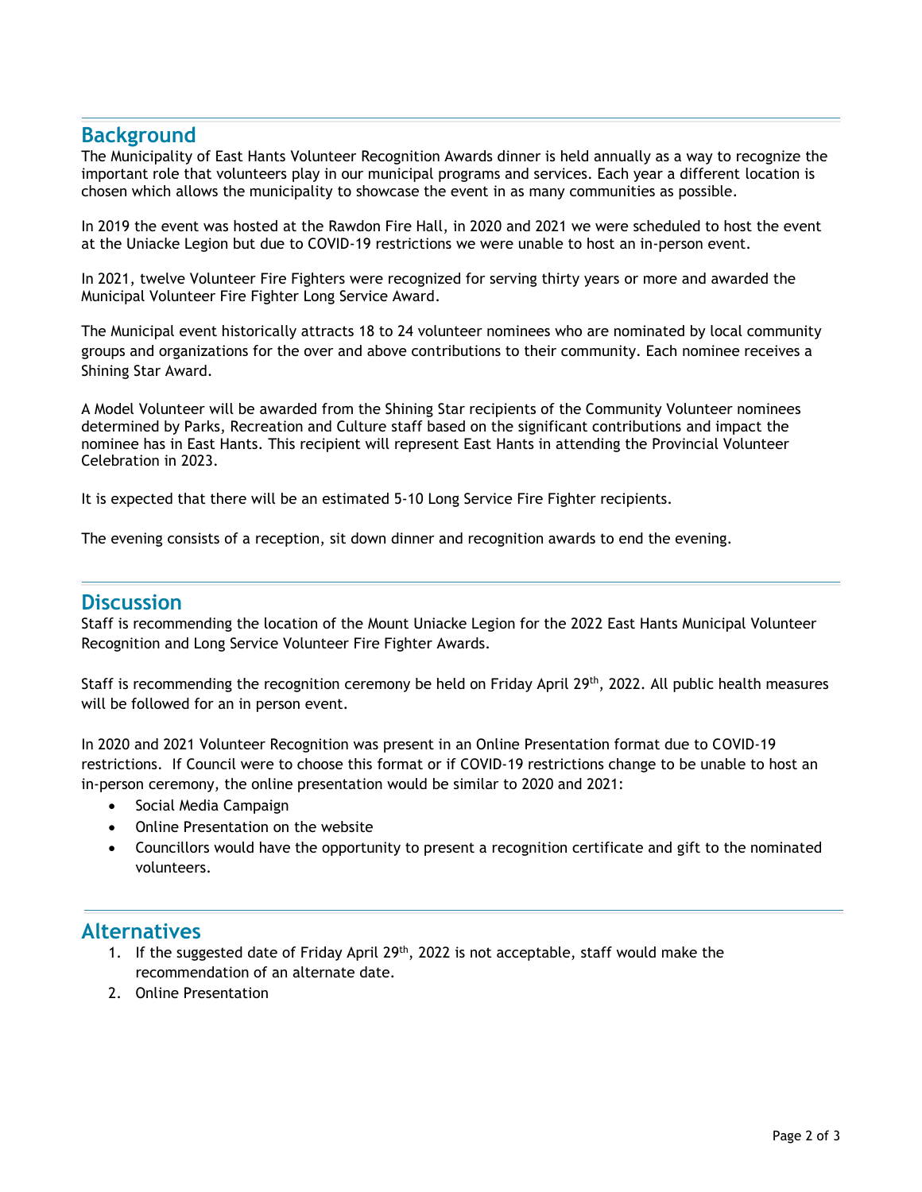## Background

The Municipality of East Hants Volunteer Recognition Awards dinner is held annually as a way to recognize the important role that volunteers play in our municipal programs and services. Each year a different location is chosen which allows the municipality to showcase the event in as many communities as possible.

In 2019 the event was hosted at the Rawdon Fire Hall, in 2020 and 2021 we were scheduled to host the event at the Uniacke Legion but due to COVID-19 restrictions we were unable to host an in-person event.

In 2021, twelve Volunteer Fire Fighters were recognized for serving thirty years or more and awarded the Municipal Volunteer Fire Fighter Long Service Award.

The Municipal event historically attracts 18 to 24 volunteer nominees who are nominated by local community groups and organizations for the over and above contributions to their community. Each nominee receives a Shining Star Award.

A Model Volunteer will be awarded from the Shining Star recipients of the Community Volunteer nominees determined by Parks, Recreation and Culture staff based on the significant contributions and impact the nominee has in East Hants. This recipient will represent East Hants in attending the Provincial Volunteer Celebration in 2023.

It is expected that there will be an estimated 5-10 Long Service Fire Fighter recipients.

The evening consists of a reception, sit down dinner and recognition awards to end the evening.

## Discussion

Staff is recommending the location of the Mount Uniacke Legion for the 2022 East Hants Municipal Volunteer Recognition and Long Service Volunteer Fire Fighter Awards.

Staff is recommending the recognition ceremony be held on Friday April 29th, 2022. All public health measures will be followed for an in person event.

In 2020 and 2021 Volunteer Recognition was present in an Online Presentation format due to COVID-19 restrictions. If Council were to choose this format or if COVID-19 restrictions change to be unable to host an in-person ceremony, the online presentation would be similar to 2020 and 2021:

- Social Media Campaign
- Online Presentation on the website
- Councillors would have the opportunity to present a recognition certificate and gift to the nominated volunteers.

## Alternatives

1. If the suggested date of Friday April 29th, 2022 is not acceptable, staff would make the recommendation of an alternate date.
2. Online Presentation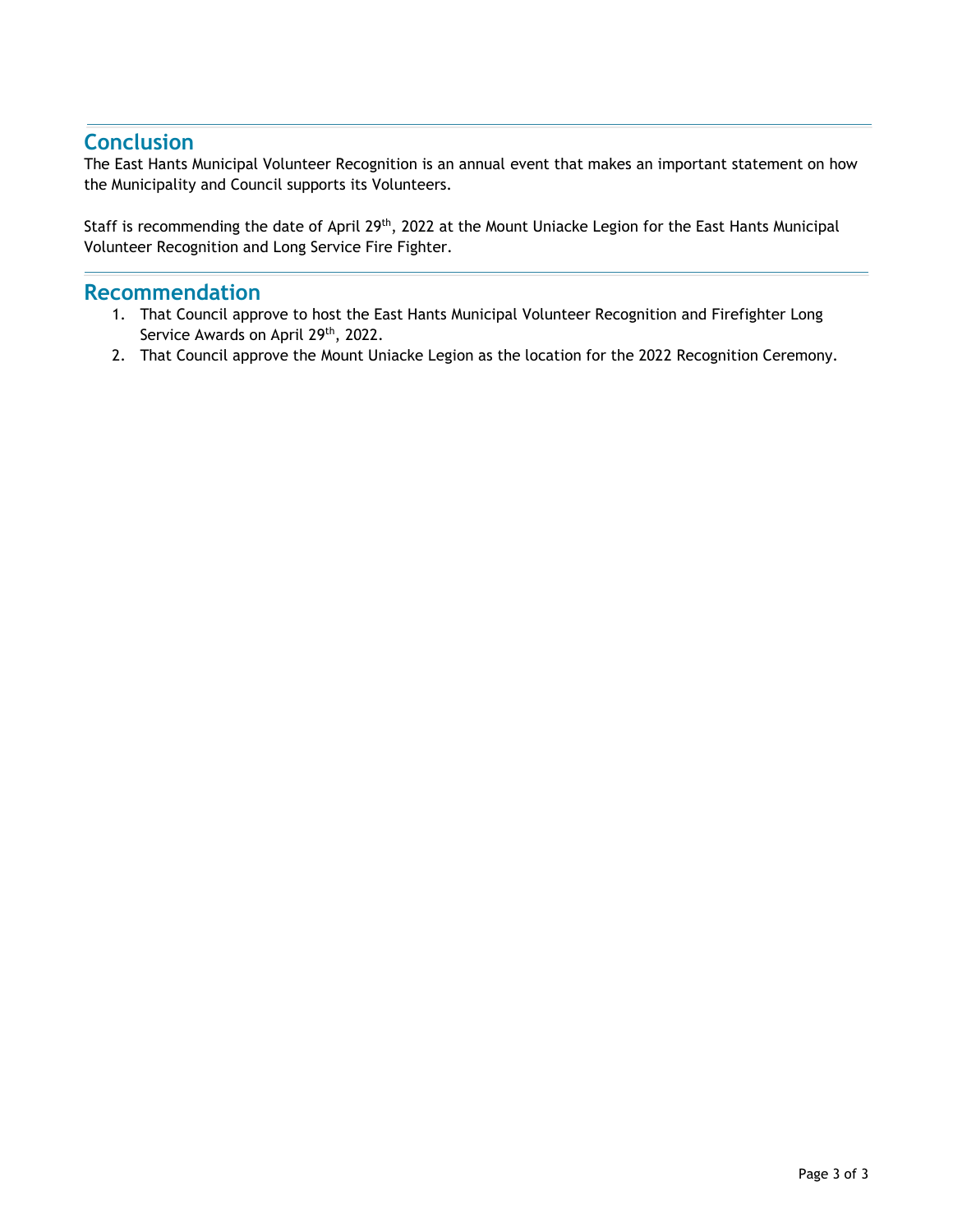## Conclusion

The East Hants Municipal Volunteer Recognition is an annual event that makes an important statement on how the Municipality and Council supports its Volunteers.

Staff is recommending the date of April 29th, 2022 at the Mount Uniacke Legion for the East Hants Municipal Volunteer Recognition and Long Service Fire Fighter.

## Recommendation

1. That Council approve to host the East Hants Municipal Volunteer Recognition and Firefighter Long Service Awards on April 29th, 2022.
2. That Council approve the Mount Uniacke Legion as the location for the 2022 Recognition Ceremony.